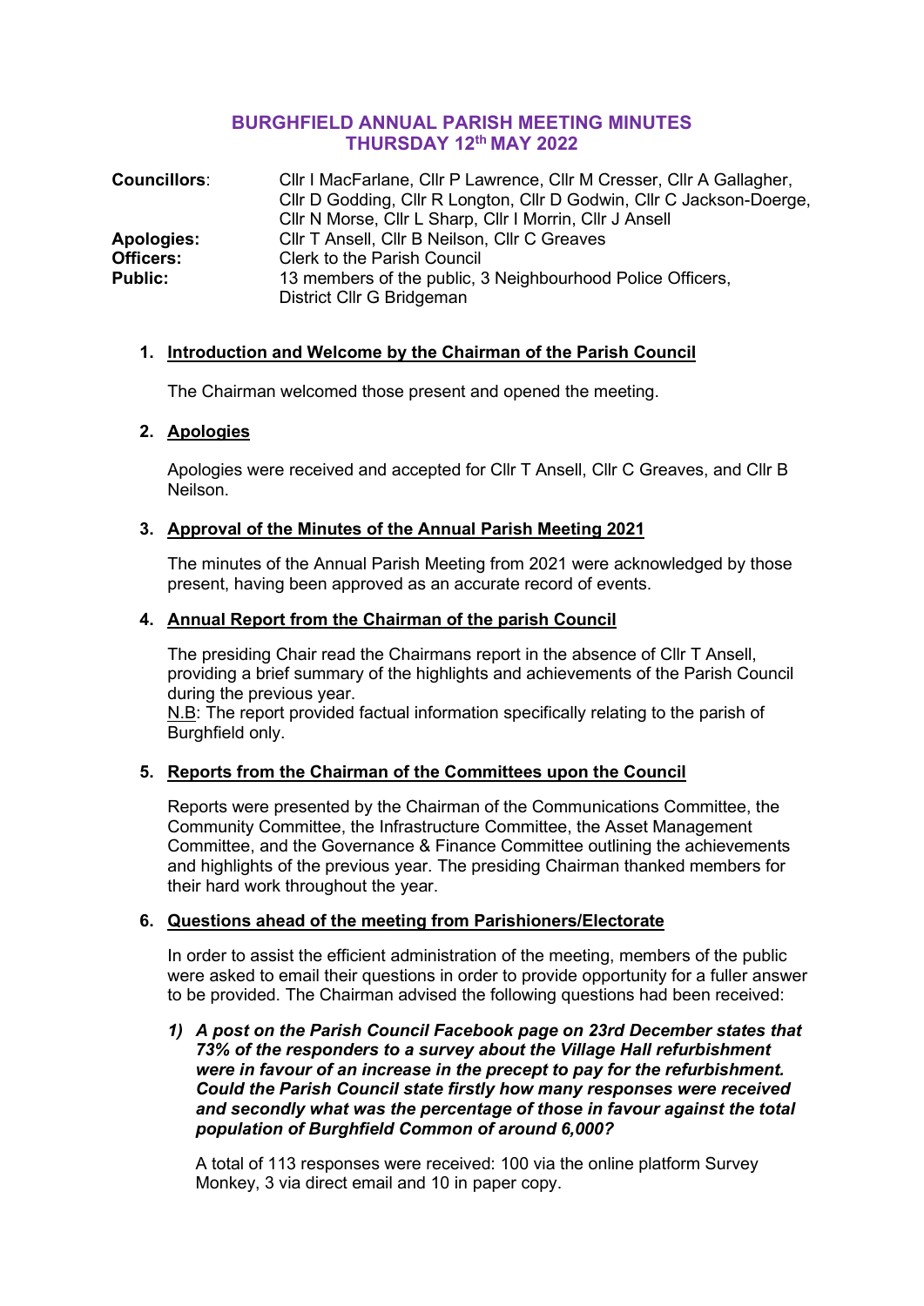# BURGHFIELD ANNUAL PARISH MEETING MINUTES
## THURSDAY 12th MAY 2022

**Councillors**: Cllr I MacFarlane, Cllr P Lawrence, Cllr M Cresser, Cllr A Gallagher, Cllr D Godding, Cllr R Longton, Cllr D Godwin, Cllr C Jackson-Doerge, Cllr N Morse, Cllr L Sharp, Cllr I Morrin, Cllr J Ansell

**Apologies:** Cllr T Ansell, Cllr B Neilson, Cllr C Greaves

**Officers:** Clerk to the Parish Council

**Public:** 13 members of the public, 3 Neighbourhood Police Officers, District Cllr G Bridgeman

1. **Introduction and Welcome by the Chairman of the Parish Council**

   The Chairman welcomed those present and opened the meeting.

2. **Apologies**

   Apologies were received and accepted for Cllr T Ansell, Cllr C Greaves, and Cllr B Neilson.

3. **Approval of the Minutes of the Annual Parish Meeting 2021**

   The minutes of the Annual Parish Meeting from 2021 were acknowledged by those present, having been approved as an accurate record of events.

4. **Annual Report from the Chairman of the parish Council**

   The presiding Chair read the Chairmans report in the absence of Cllr T Ansell, providing a brief summary of the highlights and achievements of the Parish Council during the previous year.
   N.B: The report provided factual information specifically relating to the parish of Burghfield only.

5. **Reports from the Chairman of the Committees upon the Council**

   Reports were presented by the Chairman of the Communications Committee, the Community Committee, the Infrastructure Committee, the Asset Management Committee, and the Governance & Finance Committee outlining the achievements and highlights of the previous year. The presiding Chairman thanked members for their hard work throughout the year.

6. **Questions ahead of the meeting from Parishioners/Electorate**

   In order to assist the efficient administration of the meeting, members of the public were asked to email their questions in order to provide opportunity for a fuller answer to be provided. The Chairman advised the following questions had been received:

   1) ***A post on the Parish Council Facebook page on 23rd December states that 73% of the responders to a survey about the Village Hall refurbishment were in favour of an increase in the precept to pay for the refurbishment. Could the Parish Council state firstly how many responses were received and secondly what was the percentage of those in favour against the total population of Burghfield Common of around 6,000?***

      A total of 113 responses were received: 100 via the online platform Survey Monkey, 3 via direct email and 10 in paper copy.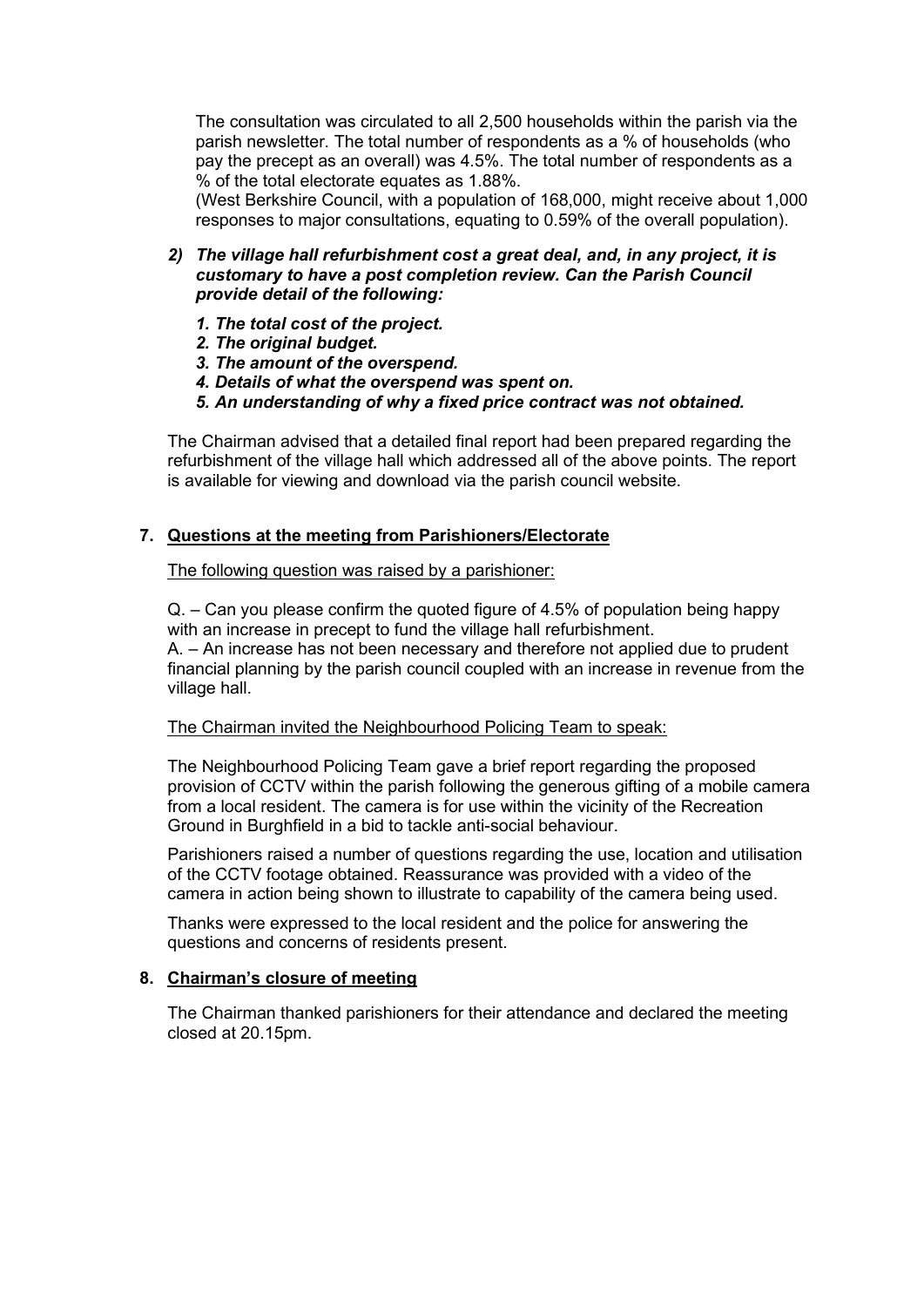The consultation was circulated to all 2,500 households within the parish via the parish newsletter. The total number of respondents as a % of households (who pay the precept as an overall) was 4.5%. The total number of respondents as a % of the total electorate equates as 1.88%.
(West Berkshire Council, with a population of 168,000, might receive about 1,000 responses to major consultations, equating to 0.59% of the overall population).

*2) **The village hall refurbishment cost a great deal, and, in any project, it is customary to have a post completion review. Can the Parish Council provide detail of the following:***

- ***1. The total cost of the project.***
- ***2. The original budget.***
- ***3. The amount of the overspend.***
- ***4. Details of what the overspend was spent on.***
- ***5. An understanding of why a fixed price contract was not obtained.***

The Chairman advised that a detailed final report had been prepared regarding the refurbishment of the village hall which addressed all of the above points. The report is available for viewing and download via the parish council website.

**7. Questions at the meeting from Parishioners/Electorate**

The following question was raised by a parishioner:

Q. – Can you please confirm the quoted figure of 4.5% of population being happy with an increase in precept to fund the village hall refurbishment.
A. – An increase has not been necessary and therefore not applied due to prudent financial planning by the parish council coupled with an increase in revenue from the village hall.

The Chairman invited the Neighbourhood Policing Team to speak:

The Neighbourhood Policing Team gave a brief report regarding the proposed provision of CCTV within the parish following the generous gifting of a mobile camera from a local resident. The camera is for use within the vicinity of the Recreation Ground in Burghfield in a bid to tackle anti-social behaviour.

Parishioners raised a number of questions regarding the use, location and utilisation of the CCTV footage obtained. Reassurance was provided with a video of the camera in action being shown to illustrate to capability of the camera being used.

Thanks were expressed to the local resident and the police for answering the questions and concerns of residents present.

**8. Chairman's closure of meeting**

The Chairman thanked parishioners for their attendance and declared the meeting closed at 20.15pm.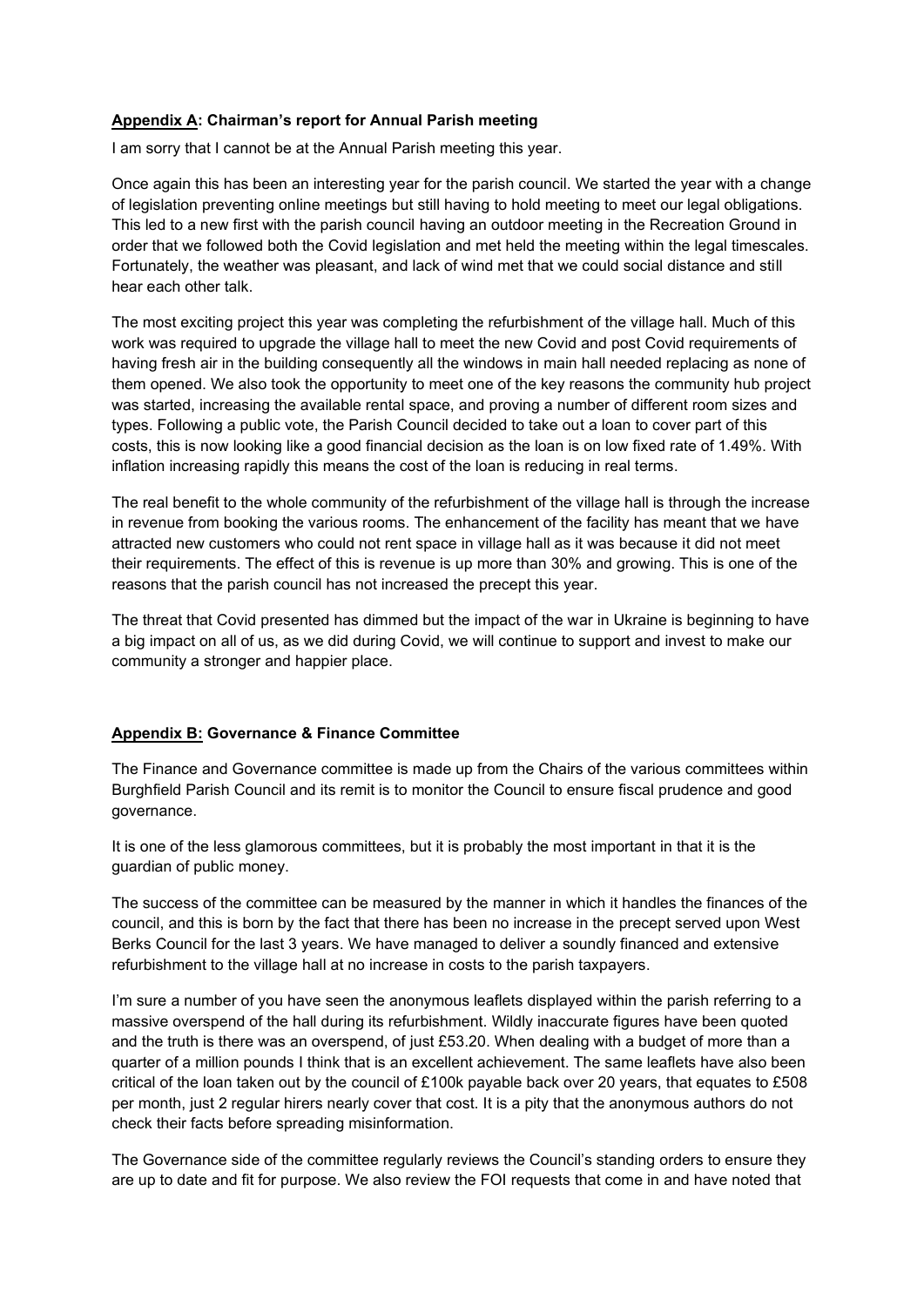**<u>Appendix A</u>: Chairman's report for Annual Parish meeting**

I am sorry that I cannot be at the Annual Parish meeting this year.

Once again this has been an interesting year for the parish council. We started the year with a change of legislation preventing online meetings but still having to hold meeting to meet our legal obligations. This led to a new first with the parish council having an outdoor meeting in the Recreation Ground in order that we followed both the Covid legislation and met held the meeting within the legal timescales. Fortunately, the weather was pleasant, and lack of wind met that we could social distance and still hear each other talk.

The most exciting project this year was completing the refurbishment of the village hall. Much of this work was required to upgrade the village hall to meet the new Covid and post Covid requirements of having fresh air in the building consequently all the windows in main hall needed replacing as none of them opened. We also took the opportunity to meet one of the key reasons the community hub project was started, increasing the available rental space, and proving a number of different room sizes and types. Following a public vote, the Parish Council decided to take out a loan to cover part of this costs, this is now looking like a good financial decision as the loan is on low fixed rate of 1.49%. With inflation increasing rapidly this means the cost of the loan is reducing in real terms.

The real benefit to the whole community of the refurbishment of the village hall is through the increase in revenue from booking the various rooms. The enhancement of the facility has meant that we have attracted new customers who could not rent space in village hall as it was because it did not meet their requirements. The effect of this is revenue is up more than 30% and growing. This is one of the reasons that the parish council has not increased the precept this year.

The threat that Covid presented has dimmed but the impact of the war in Ukraine is beginning to have a big impact on all of us, as we did during Covid, we will continue to support and invest to make our community a stronger and happier place.

**<u>Appendix B:</u> Governance & Finance Committee**

The Finance and Governance committee is made up from the Chairs of the various committees within Burghfield Parish Council and its remit is to monitor the Council to ensure fiscal prudence and good governance.

It is one of the less glamorous committees, but it is probably the most important in that it is the guardian of public money.

The success of the committee can be measured by the manner in which it handles the finances of the council, and this is born by the fact that there has been no increase in the precept served upon West Berks Council for the last 3 years. We have managed to deliver a soundly financed and extensive refurbishment to the village hall at no increase in costs to the parish taxpayers.

I'm sure a number of you have seen the anonymous leaflets displayed within the parish referring to a massive overspend of the hall during its refurbishment. Wildly inaccurate figures have been quoted and the truth is there was an overspend, of just £53.20. When dealing with a budget of more than a quarter of a million pounds I think that is an excellent achievement. The same leaflets have also been critical of the loan taken out by the council of £100k payable back over 20 years, that equates to £508 per month, just 2 regular hirers nearly cover that cost. It is a pity that the anonymous authors do not check their facts before spreading misinformation.

The Governance side of the committee regularly reviews the Council's standing orders to ensure they are up to date and fit for purpose. We also review the FOI requests that come in and have noted that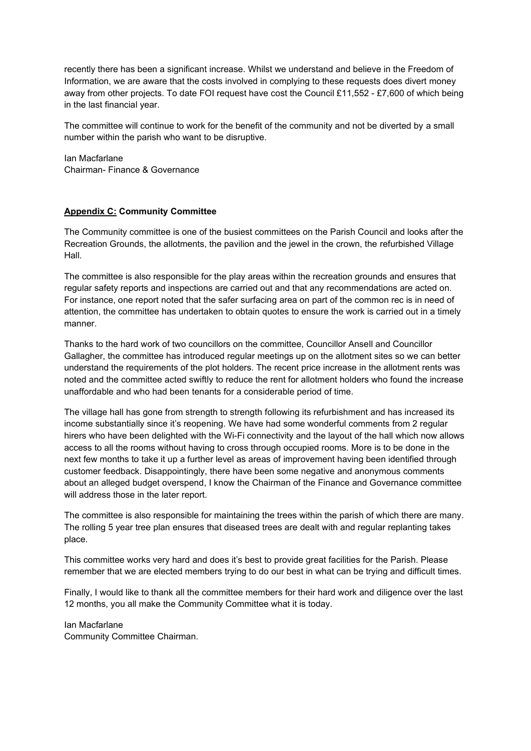recently there has been a significant increase. Whilst we understand and believe in the Freedom of Information, we are aware that the costs involved in complying to these requests does divert money away from other projects. To date FOI request have cost the Council £11,552 - £7,600 of which being in the last financial year.

The committee will continue to work for the benefit of the community and not be diverted by a small number within the parish who want to be disruptive.

Ian Macfarlane
Chairman- Finance & Governance

**Appendix C: Community Committee**

The Community committee is one of the busiest committees on the Parish Council and looks after the Recreation Grounds, the allotments, the pavilion and the jewel in the crown, the refurbished Village Hall.

The committee is also responsible for the play areas within the recreation grounds and ensures that regular safety reports and inspections are carried out and that any recommendations are acted on. For instance, one report noted that the safer surfacing area on part of the common rec is in need of attention, the committee has undertaken to obtain quotes to ensure the work is carried out in a timely manner.

Thanks to the hard work of two councillors on the committee, Councillor Ansell and Councillor Gallagher, the committee has introduced regular meetings up on the allotment sites so we can better understand the requirements of the plot holders. The recent price increase in the allotment rents was noted and the committee acted swiftly to reduce the rent for allotment holders who found the increase unaffordable and who had been tenants for a considerable period of time.

The village hall has gone from strength to strength following its refurbishment and has increased its income substantially since it's reopening. We have had some wonderful comments from 2 regular hirers who have been delighted with the Wi-Fi connectivity and the layout of the hall which now allows access to all the rooms without having to cross through occupied rooms. More is to be done in the next few months to take it up a further level as areas of improvement having been identified through customer feedback. Disappointingly, there have been some negative and anonymous comments about an alleged budget overspend, I know the Chairman of the Finance and Governance committee will address those in the later report.

The committee is also responsible for maintaining the trees within the parish of which there are many. The rolling 5 year tree plan ensures that diseased trees are dealt with and regular replanting takes place.

This committee works very hard and does it's best to provide great facilities for the Parish. Please remember that we are elected members trying to do our best in what can be trying and difficult times.

Finally, I would like to thank all the committee members for their hard work and diligence over the last 12 months, you all make the Community Committee what it is today.

Ian Macfarlane
Community Committee Chairman.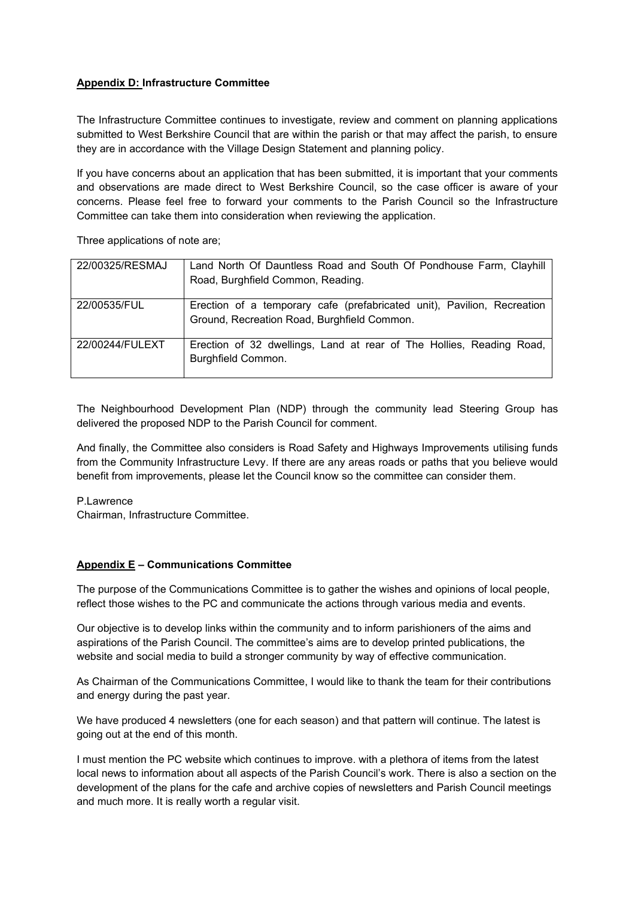**Appendix D: Infrastructure Committee**

The Infrastructure Committee continues to investigate, review and comment on planning applications submitted to West Berkshire Council that are within the parish or that may affect the parish, to ensure they are in accordance with the Village Design Statement and planning policy.

If you have concerns about an application that has been submitted, it is important that your comments and observations are made direct to West Berkshire Council, so the case officer is aware of your concerns. Please feel free to forward your comments to the Parish Council so the Infrastructure Committee can take them into consideration when reviewing the application.

Three applications of note are;

| | |
|---|---|
| 22/00325/RESMAJ | Land North Of Dauntless Road and South Of Pondhouse Farm, Clayhill Road, Burghfield Common, Reading. |
| 22/00535/FUL | Erection of a temporary cafe (prefabricated unit), Pavilion, Recreation Ground, Recreation Road, Burghfield Common. |
| 22/00244/FULEXT | Erection of 32 dwellings, Land at rear of The Hollies, Reading Road, Burghfield Common. |

The Neighbourhood Development Plan (NDP) through the community lead Steering Group has delivered the proposed NDP to the Parish Council for comment.

And finally, the Committee also considers is Road Safety and Highways Improvements utilising funds from the Community Infrastructure Levy. If there are any areas roads or paths that you believe would benefit from improvements, please let the Council know so the committee can consider them.

P.Lawrence
Chairman, Infrastructure Committee.

**Appendix E – Communications Committee**

The purpose of the Communications Committee is to gather the wishes and opinions of local people, reflect those wishes to the PC and communicate the actions through various media and events.

Our objective is to develop links within the community and to inform parishioners of the aims and aspirations of the Parish Council. The committee's aims are to develop printed publications, the website and social media to build a stronger community by way of effective communication.

As Chairman of the Communications Committee, I would like to thank the team for their contributions and energy during the past year.

We have produced 4 newsletters (one for each season) and that pattern will continue. The latest is going out at the end of this month.

I must mention the PC website which continues to improve. with a plethora of items from the latest local news to information about all aspects of the Parish Council's work. There is also a section on the development of the plans for the cafe and archive copies of newsletters and Parish Council meetings and much more. It is really worth a regular visit.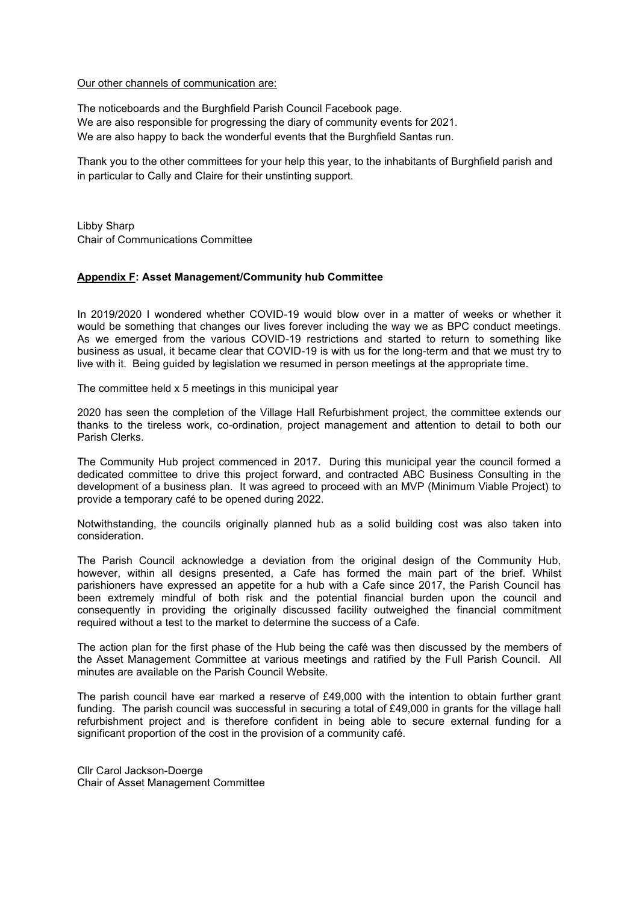Our other channels of communication are:

The noticeboards and the Burghfield Parish Council Facebook page.
We are also responsible for progressing the diary of community events for 2021.
We are also happy to back the wonderful events that the Burghfield Santas run.

Thank you to the other committees for your help this year, to the inhabitants of Burghfield parish and in particular to Cally and Claire for their unstinting support.

Libby Sharp
Chair of Communications Committee

## **Appendix F: Asset Management/Community hub Committee**

In 2019/2020 I wondered whether COVID-19 would blow over in a matter of weeks or whether it would be something that changes our lives forever including the way we as BPC conduct meetings. As we emerged from the various COVID-19 restrictions and started to return to something like business as usual, it became clear that COVID-19 is with us for the long-term and that we must try to live with it. Being guided by legislation we resumed in person meetings at the appropriate time.

The committee held x 5 meetings in this municipal year

2020 has seen the completion of the Village Hall Refurbishment project, the committee extends our thanks to the tireless work, co-ordination, project management and attention to detail to both our Parish Clerks.

The Community Hub project commenced in 2017. During this municipal year the council formed a dedicated committee to drive this project forward, and contracted ABC Business Consulting in the development of a business plan. It was agreed to proceed with an MVP (Minimum Viable Project) to provide a temporary café to be opened during 2022.

Notwithstanding, the councils originally planned hub as a solid building cost was also taken into consideration.

The Parish Council acknowledge a deviation from the original design of the Community Hub, however, within all designs presented, a Cafe has formed the main part of the brief. Whilst parishioners have expressed an appetite for a hub with a Cafe since 2017, the Parish Council has been extremely mindful of both risk and the potential financial burden upon the council and consequently in providing the originally discussed facility outweighed the financial commitment required without a test to the market to determine the success of a Cafe.

The action plan for the first phase of the Hub being the café was then discussed by the members of the Asset Management Committee at various meetings and ratified by the Full Parish Council. All minutes are available on the Parish Council Website.

The parish council have ear marked a reserve of £49,000 with the intention to obtain further grant funding. The parish council was successful in securing a total of £49,000 in grants for the village hall refurbishment project and is therefore confident in being able to secure external funding for a significant proportion of the cost in the provision of a community café.

Cllr Carol Jackson-Doerge
Chair of Asset Management Committee